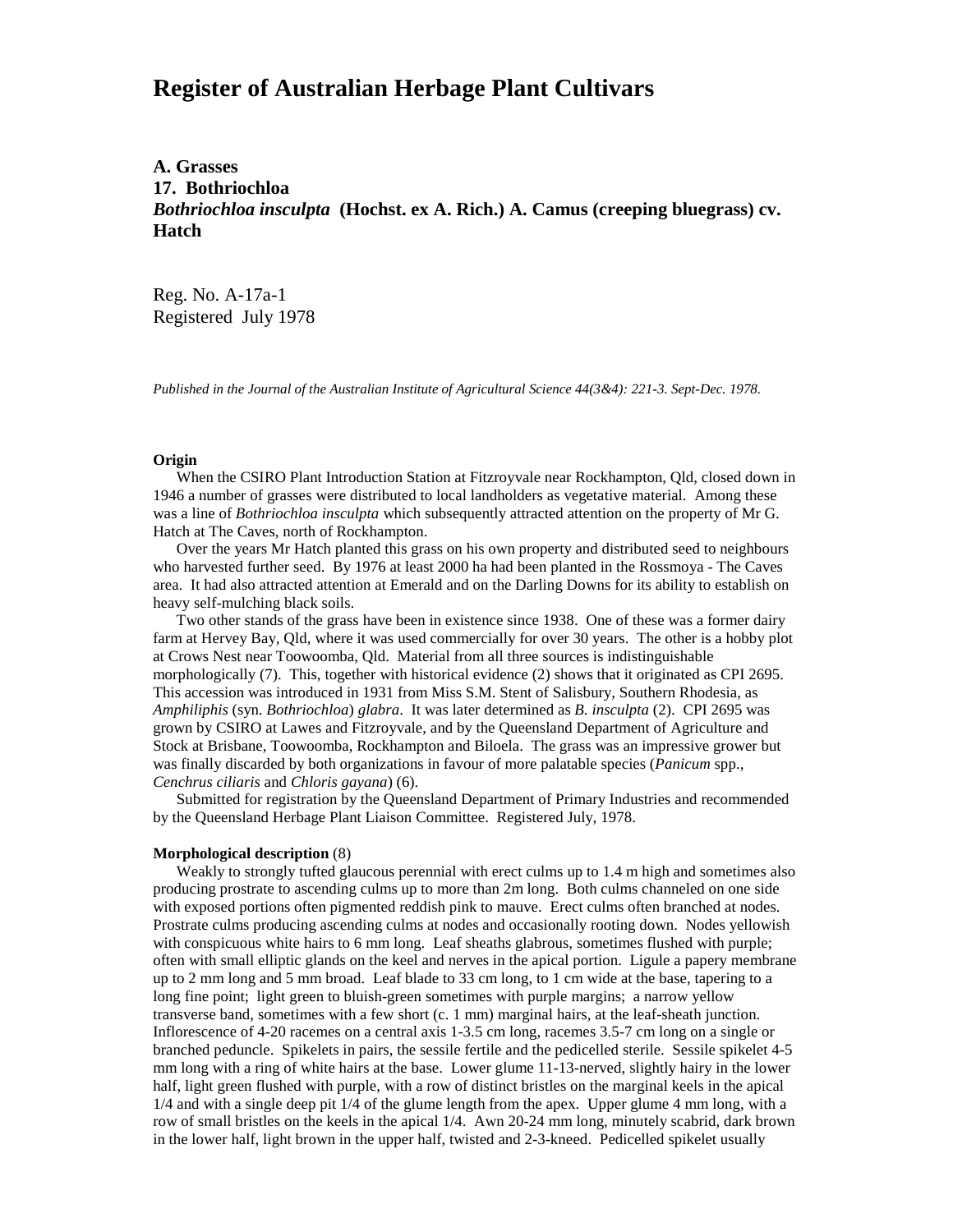# Register of Australian Herbage Plant Cultivars

**A. Grasses**
**17. Bothriochloa**
***Bothriochloa insculpta*** **(Hochst. ex A. Rich.) A. Camus (creeping bluegrass) cv. Hatch**

Reg. No. A-17a-1
Registered July 1978

*Published in the Journal of the Australian Institute of Agricultural Science 44(3&4): 221-3. Sept-Dec. 1978.*

**Origin**

When the CSIRO Plant Introduction Station at Fitzroyvale near Rockhampton, Qld, closed down in 1946 a number of grasses were distributed to local landholders as vegetative material. Among these was a line of *Bothriochloa insculpta* which subsequently attracted attention on the property of Mr G. Hatch at The Caves, north of Rockhampton.

Over the years Mr Hatch planted this grass on his own property and distributed seed to neighbours who harvested further seed. By 1976 at least 2000 ha had been planted in the Rossmoya - The Caves area. It had also attracted attention at Emerald and on the Darling Downs for its ability to establish on heavy self-mulching black soils.

Two other stands of the grass have been in existence since 1938. One of these was a former dairy farm at Hervey Bay, Qld, where it was used commercially for over 30 years. The other is a hobby plot at Crows Nest near Toowoomba, Qld. Material from all three sources is indistinguishable morphologically (7). This, together with historical evidence (2) shows that it originated as CPI 2695. This accession was introduced in 1931 from Miss S.M. Stent of Salisbury, Southern Rhodesia, as *Amphiliphis* (syn. *Bothriochloa*) *glabra*. It was later determined as *B. insculpta* (2). CPI 2695 was grown by CSIRO at Lawes and Fitzroyvale, and by the Queensland Department of Agriculture and Stock at Brisbane, Toowoomba, Rockhampton and Biloela. The grass was an impressive grower but was finally discarded by both organizations in favour of more palatable species (*Panicum* spp., *Cenchrus ciliaris* and *Chloris gayana*) (6).

Submitted for registration by the Queensland Department of Primary Industries and recommended by the Queensland Herbage Plant Liaison Committee. Registered July, 1978.

**Morphological description** (8)

Weakly to strongly tufted glaucous perennial with erect culms up to 1.4 m high and sometimes also producing prostrate to ascending culms up to more than 2m long. Both culms channeled on one side with exposed portions often pigmented reddish pink to mauve. Erect culms often branched at nodes. Prostrate culms producing ascending culms at nodes and occasionally rooting down. Nodes yellowish with conspicuous white hairs to 6 mm long. Leaf sheaths glabrous, sometimes flushed with purple; often with small elliptic glands on the keel and nerves in the apical portion. Ligule a papery membrane up to 2 mm long and 5 mm broad. Leaf blade to 33 cm long, to 1 cm wide at the base, tapering to a long fine point; light green to bluish-green sometimes with purple margins; a narrow yellow transverse band, sometimes with a few short (c. 1 mm) marginal hairs, at the leaf-sheath junction. Inflorescence of 4-20 racemes on a central axis 1-3.5 cm long, racemes 3.5-7 cm long on a single or branched peduncle. Spikelets in pairs, the sessile fertile and the pedicelled sterile. Sessile spikelet 4-5 mm long with a ring of white hairs at the base. Lower glume 11-13-nerved, slightly hairy in the lower half, light green flushed with purple, with a row of distinct bristles on the marginal keels in the apical 1/4 and with a single deep pit 1/4 of the glume length from the apex. Upper glume 4 mm long, with a row of small bristles on the keels in the apical 1/4. Awn 20-24 mm long, minutely scabrid, dark brown in the lower half, light brown in the upper half, twisted and 2-3-kneed. Pedicelled spikelet usually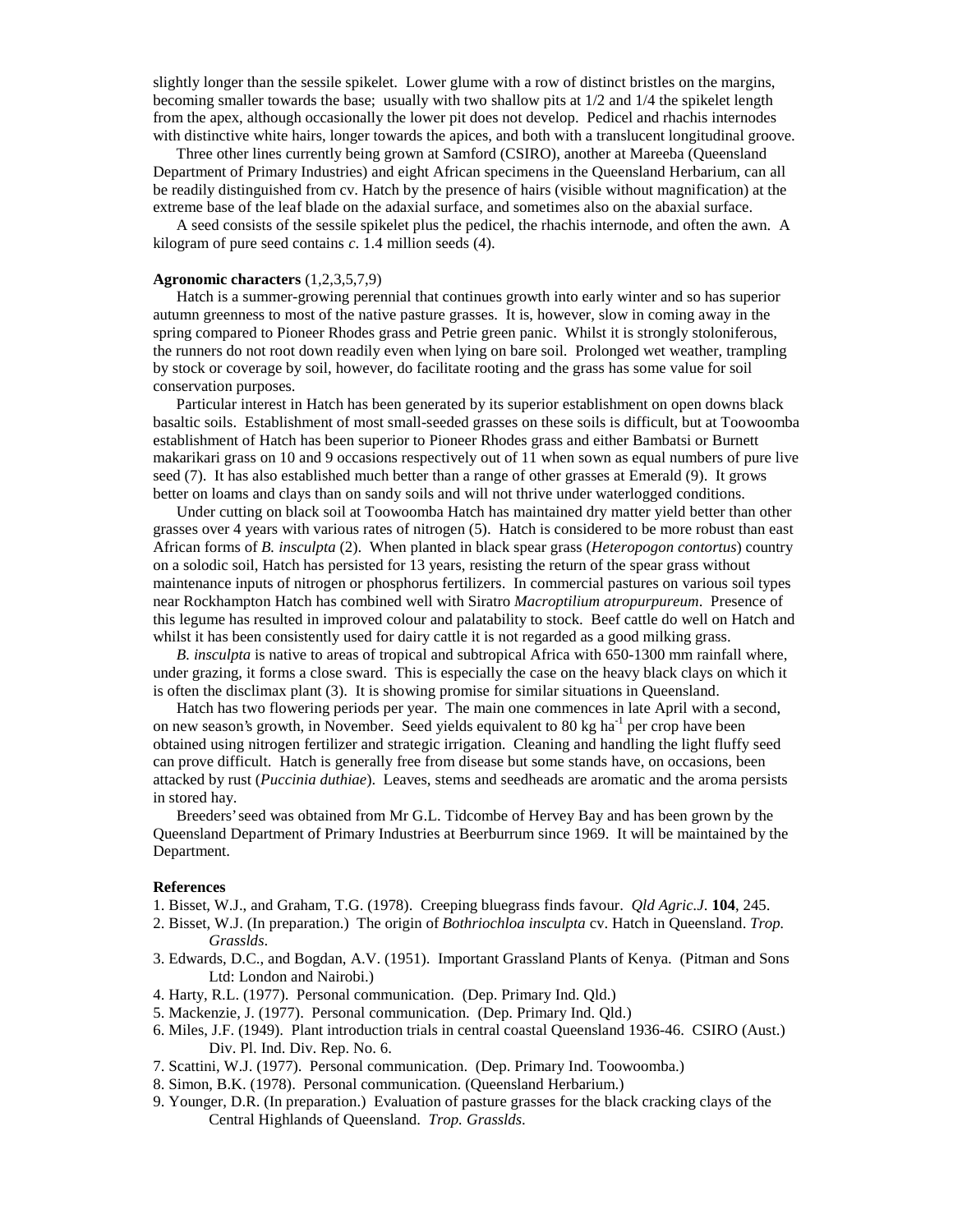slightly longer than the sessile spikelet. Lower glume with a row of distinct bristles on the margins, becoming smaller towards the base; usually with two shallow pits at 1/2 and 1/4 the spikelet length from the apex, although occasionally the lower pit does not develop. Pedicel and rhachis internodes with distinctive white hairs, longer towards the apices, and both with a translucent longitudinal groove.

Three other lines currently being grown at Samford (CSIRO), another at Mareeba (Queensland Department of Primary Industries) and eight African specimens in the Queensland Herbarium, can all be readily distinguished from cv. Hatch by the presence of hairs (visible without magnification) at the extreme base of the leaf blade on the adaxial surface, and sometimes also on the abaxial surface.

A seed consists of the sessile spikelet plus the pedicel, the rhachis internode, and often the awn. A kilogram of pure seed contains *c*. 1.4 million seeds (4).

**Agronomic characters** (1,2,3,5,7,9)

Hatch is a summer-growing perennial that continues growth into early winter and so has superior autumn greenness to most of the native pasture grasses. It is, however, slow in coming away in the spring compared to Pioneer Rhodes grass and Petrie green panic. Whilst it is strongly stoloniferous, the runners do not root down readily even when lying on bare soil. Prolonged wet weather, trampling by stock or coverage by soil, however, do facilitate rooting and the grass has some value for soil conservation purposes.

Particular interest in Hatch has been generated by its superior establishment on open downs black basaltic soils. Establishment of most small-seeded grasses on these soils is difficult, but at Toowoomba establishment of Hatch has been superior to Pioneer Rhodes grass and either Bambatsi or Burnett makarikari grass on 10 and 9 occasions respectively out of 11 when sown as equal numbers of pure live seed (7). It has also established much better than a range of other grasses at Emerald (9). It grows better on loams and clays than on sandy soils and will not thrive under waterlogged conditions.

Under cutting on black soil at Toowoomba Hatch has maintained dry matter yield better than other grasses over 4 years with various rates of nitrogen (5). Hatch is considered to be more robust than east African forms of *B. insculpta* (2). When planted in black spear grass (*Heteropogon contortus*) country on a solodic soil, Hatch has persisted for 13 years, resisting the return of the spear grass without maintenance inputs of nitrogen or phosphorus fertilizers. In commercial pastures on various soil types near Rockhampton Hatch has combined well with Siratro *Macroptilium atropurpureum*. Presence of this legume has resulted in improved colour and palatability to stock. Beef cattle do well on Hatch and whilst it has been consistently used for dairy cattle it is not regarded as a good milking grass.

*B. insculpta* is native to areas of tropical and subtropical Africa with 650-1300 mm rainfall where, under grazing, it forms a close sward. This is especially the case on the heavy black clays on which it is often the disclimax plant (3). It is showing promise for similar situations in Queensland.

Hatch has two flowering periods per year. The main one commences in late April with a second, on new season's growth, in November. Seed yields equivalent to 80 kg $ha^{-1}$ per crop have been obtained using nitrogen fertilizer and strategic irrigation. Cleaning and handling the light fluffy seed can prove difficult. Hatch is generally free from disease but some stands have, on occasions, been attacked by rust (*Puccinia duthiae*). Leaves, stems and seedheads are aromatic and the aroma persists in stored hay.

Breeders' seed was obtained from Mr G.L. Tidcombe of Hervey Bay and has been grown by the Queensland Department of Primary Industries at Beerburrum since 1969. It will be maintained by the Department.

**References**

1. Bisset, W.J., and Graham, T.G. (1978). Creeping bluegrass finds favour. *Qld Agric.J.* **104**, 245.
2. Bisset, W.J. (In preparation.) The origin of *Bothriochloa insculpta* cv. Hatch in Queensland. *Trop. Grasslds*.
3. Edwards, D.C., and Bogdan, A.V. (1951). Important Grassland Plants of Kenya. (Pitman and Sons Ltd: London and Nairobi.)
4. Harty, R.L. (1977). Personal communication. (Dep. Primary Ind. Qld.)
5. Mackenzie, J. (1977). Personal communication. (Dep. Primary Ind. Qld.)
6. Miles, J.F. (1949). Plant introduction trials in central coastal Queensland 1936-46. CSIRO (Aust.) Div. Pl. Ind. Div. Rep. No. 6.
7. Scattini, W.J. (1977). Personal communication. (Dep. Primary Ind. Toowoomba.)
8. Simon, B.K. (1978). Personal communication. (Queensland Herbarium.)
9. Younger, D.R. (In preparation.) Evaluation of pasture grasses for the black cracking clays of the Central Highlands of Queensland. *Trop. Grasslds*.